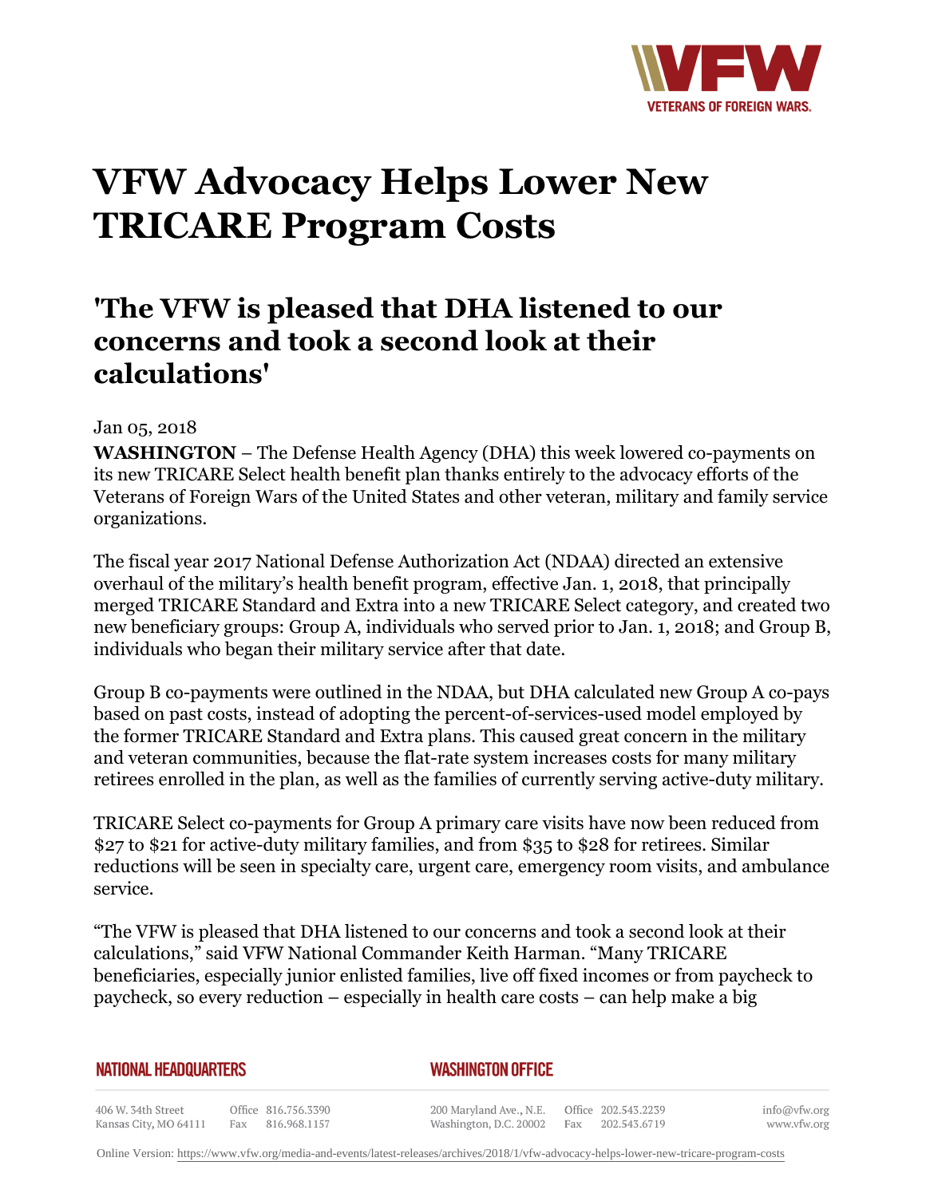# VFW Advocacy Helps Lower New TRICARE Program Costs

## 'The VFW is pleased that DHA listened to our concerns and took a second look at their calculations'

Jan 05, 2018

**WASHINGTON** – The Defense Health Agency (DHA) this week lowered co-payments on its new TRICARE Select health benefit plan thanks entirely to the advocacy efforts of the Veterans of Foreign Wars of the United States and other veteran, military and family service organizations.

The fiscal year 2017 National Defense Authorization Act (NDAA) directed an extensive overhaul of the military's health benefit program, effective Jan. 1, 2018, that principally merged TRICARE Standard and Extra into a new TRICARE Select category, and created two new beneficiary groups: Group A, individuals who served prior to Jan. 1, 2018; and Group B, individuals who began their military service after that date.

Group B co-payments were outlined in the NDAA, but DHA calculated new Group A co-pays based on past costs, instead of adopting the percent-of-services-used model employed by the former TRICARE Standard and Extra plans. This caused great concern in the military and veteran communities, because the flat-rate system increases costs for many military retirees enrolled in the plan, as well as the families of currently serving active-duty military.

TRICARE Select co-payments for Group A primary care visits have now been reduced from $27 to $21 for active-duty military families, and from $35 to $28 for retirees. Similar reductions will be seen in specialty care, urgent care, emergency room visits, and ambulance service.

"The VFW is pleased that DHA listened to our concerns and took a second look at their calculations," said VFW National Commander Keith Harman. "Many TRICARE beneficiaries, especially junior enlisted families, live off fixed incomes or from paycheck to paycheck, so every reduction – especially in health care costs – can help make a big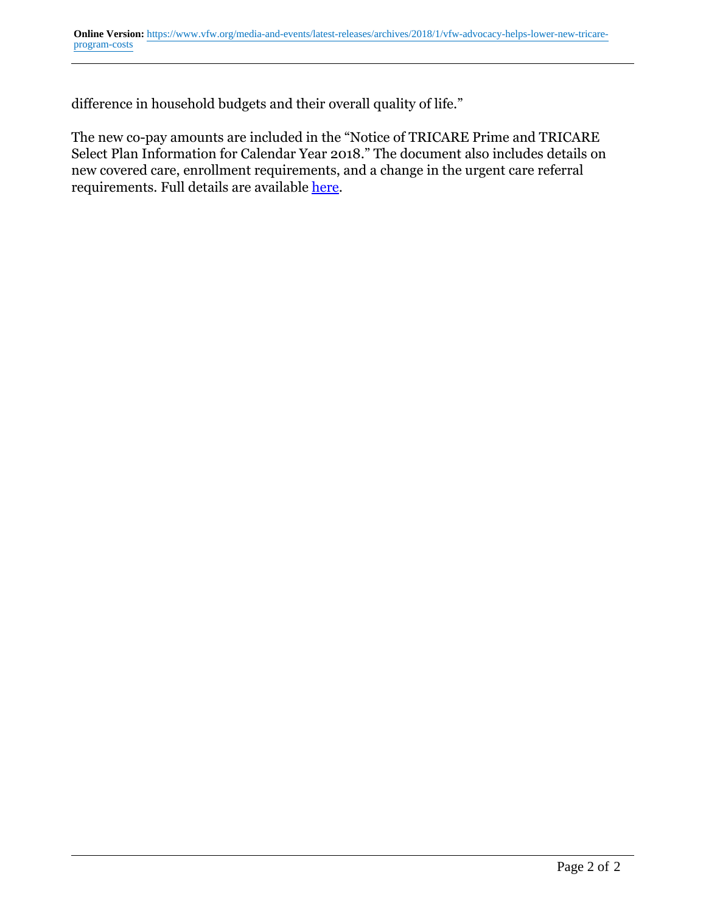difference in household budgets and their overall quality of life."

The new co-pay amounts are included in the "Notice of TRICARE Prime and TRICARE Select Plan Information for Calendar Year 2018." The document also includes details on new covered care, enrollment requirements, and a change in the urgent care referral requirements. Full details are available here.